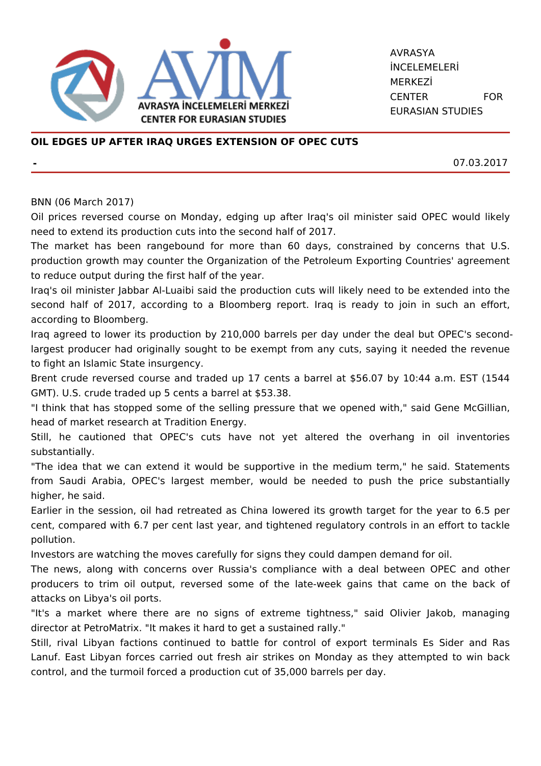AVRASYA İNCELEMELERİ MERKEZİ CENTER FOR EURASIAN STUDIES

## OIL EDGES UP AFTER IRAQ URGES EXTENSION OF OPEC CUTS

**-**

07.03.2017

BNN (06 March 2017)

Oil prices reversed course on Monday, edging up after Iraq's oil minister said OPEC would likely need to extend its production cuts into the second half of 2017.

The market has been rangebound for more than 60 days, constrained by concerns that U.S. production growth may counter the Organization of the Petroleum Exporting Countries' agreement to reduce output during the first half of the year.

Iraq's oil minister Jabbar Al-Luaibi said the production cuts will likely need to be extended into the second half of 2017, according to a Bloomberg report. Iraq is ready to join in such an effort, according to Bloomberg.

Iraq agreed to lower its production by 210,000 barrels per day under the deal but OPEC's second-largest producer had originally sought to be exempt from any cuts, saying it needed the revenue to fight an Islamic State insurgency.

Brent crude reversed course and traded up 17 cents a barrel at $56.07 by 10:44 a.m. EST (1544 GMT). U.S. crude traded up 5 cents a barrel at $53.38.

"I think that has stopped some of the selling pressure that we opened with," said Gene McGillian, head of market research at Tradition Energy.

Still, he cautioned that OPEC's cuts have not yet altered the overhang in oil inventories substantially.

"The idea that we can extend it would be supportive in the medium term," he said. Statements from Saudi Arabia, OPEC's largest member, would be needed to push the price substantially higher, he said.

Earlier in the session, oil had retreated as China lowered its growth target for the year to 6.5 per cent, compared with 6.7 per cent last year, and tightened regulatory controls in an effort to tackle pollution.

Investors are watching the moves carefully for signs they could dampen demand for oil.

The news, along with concerns over Russia's compliance with a deal between OPEC and other producers to trim oil output, reversed some of the late-week gains that came on the back of attacks on Libya's oil ports.

"It's a market where there are no signs of extreme tightness," said Olivier Jakob, managing director at PetroMatrix. "It makes it hard to get a sustained rally."

Still, rival Libyan factions continued to battle for control of export terminals Es Sider and Ras Lanuf. East Libyan forces carried out fresh air strikes on Monday as they attempted to win back control, and the turmoil forced a production cut of 35,000 barrels per day.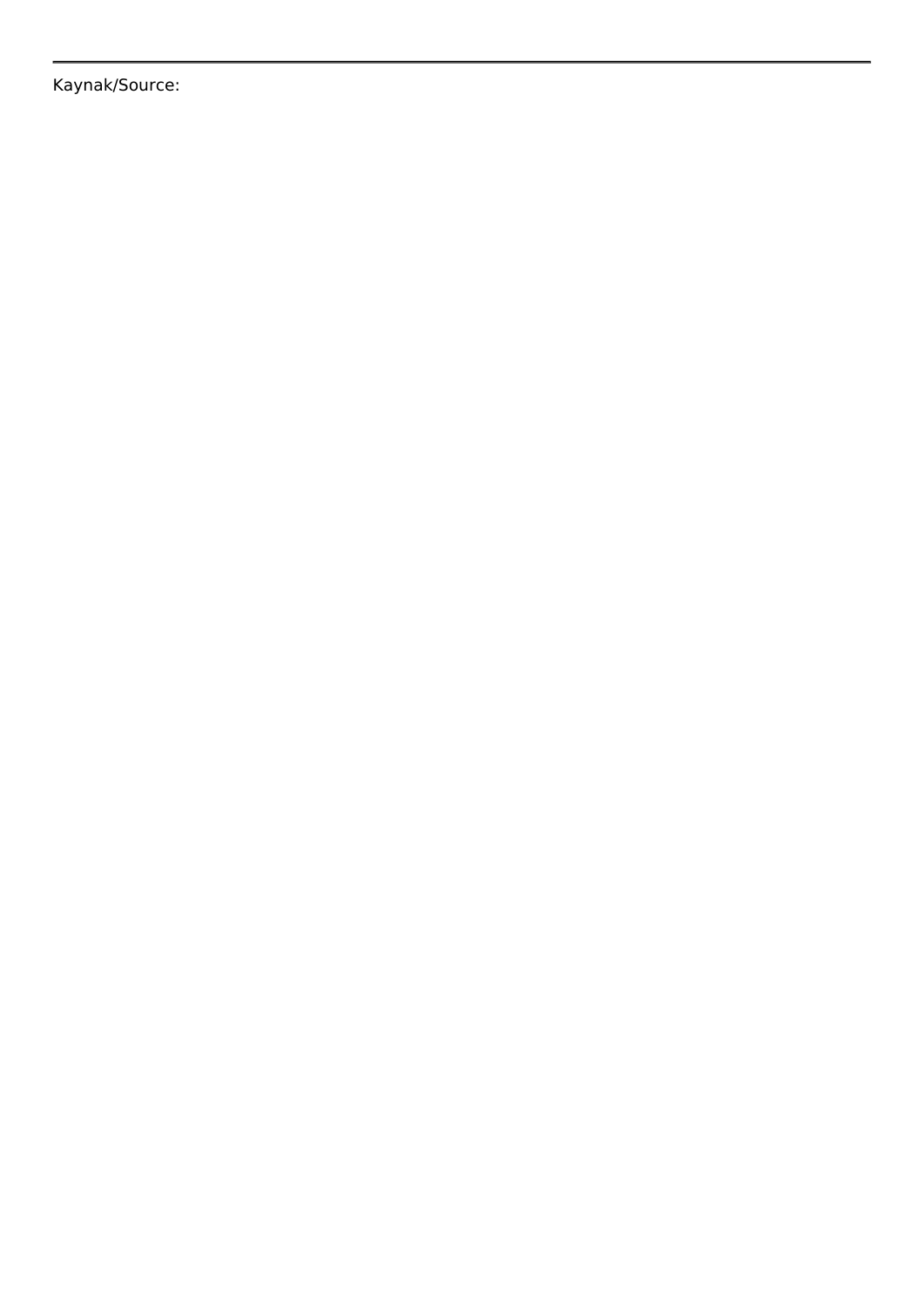Kaynak/Source: